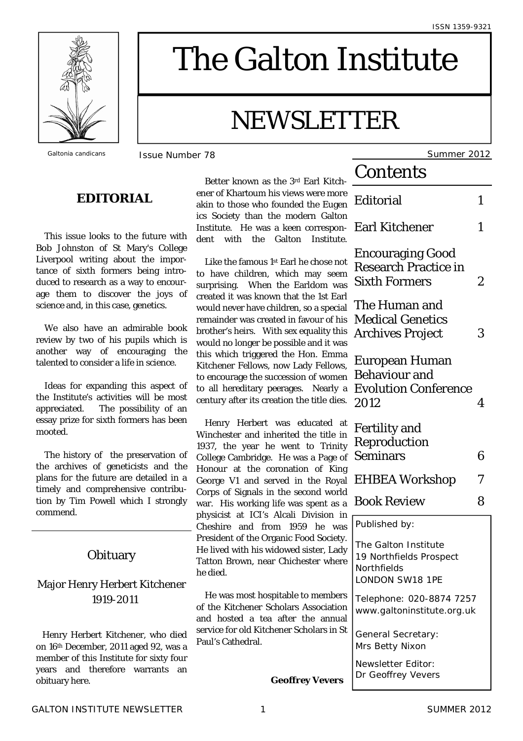ISSN 1359-9321

Galtonia candicans

# The Galton Institute

# NEWSLETTER

Issue Number 78 — Summer 2012

## Contents

| | |
|---|---|
| Editorial | 1 |
| Earl Kitchener | 1 |
| Encouraging Good Research Practice in Sixth Formers | 2 |
| The Human and Medical Genetics Archives Project | 3 |
| European Human Behaviour and Evolution Conference 2012 | 4 |
| Fertility and Reproduction Seminars | 6 |
| EHBEA Workshop | 7 |
| Book Review | 8 |

Published by:

The Galton Institute
19 Northfields Prospect
Northfields
LONDON SW18 1PE

Telephone: 020-8874 7257
www.galtoninstitute.org.uk

General Secretary:
Mrs Betty Nixon

Newsletter Editor:
Dr Geoffrey Vevers

## EDITORIAL

This issue looks to the future with Bob Johnston of St Mary's College Liverpool writing about the importance of sixth formers being introduced to research as a way to encourage them to discover the joys of science and, in this case, genetics.

We also have an admirable book review by two of his pupils which is another way of encouraging the talented to consider a life in science.

Ideas for expanding this aspect of the Institute's activities will be most appreciated. The possibility of an essay prize for sixth formers has been mooted.

The history of the preservation of the archives of geneticists and the plans for the future are detailed in a timely and comprehensive contribution by Tim Powell which I strongly commend.

## Obituary

### Major Henry Herbert Kitchener 1919-2011

Henry Herbert Kitchener, who died on 16th December, 2011 aged 92, was a member of this Institute for sixty four years and therefore warrants an obituary here.

Better known as the 3rd Earl Kitchener of Khartoum his views were more akin to those who founded the Eugenics Society than the modern Galton Institute. He was a keen correspondent with the Galton Institute.

Like the famous 1st Earl he chose not to have children, which may seem surprising. When the Earldom was created it was known that the 1st Earl would never have children, so a special remainder was created in favour of his brother's heirs. With sex equality this would no longer be possible and it was this which triggered the Hon. Emma Kitchener Fellows, now Lady Fellows, to encourage the succession of women to all hereditary peerages. Nearly a century after its creation the title dies.

Henry Herbert was educated at Winchester and inherited the title in 1937, the year he went to Trinity College Cambridge. He was a Page of Honour at the coronation of King George V1 and served in the Royal Corps of Signals in the second world war. His working life was spent as a physicist at ICI's Alcali Division in Cheshire and from 1959 he was President of the Organic Food Society. He lived with his widowed sister, Lady Tatton Brown, near Chichester where he died.

He was most hospitable to members of the Kitchener Scholars Association and hosted a tea after the annual service for old Kitchener Scholars in St Paul's Cathedral.

**Geoffrey Vevers**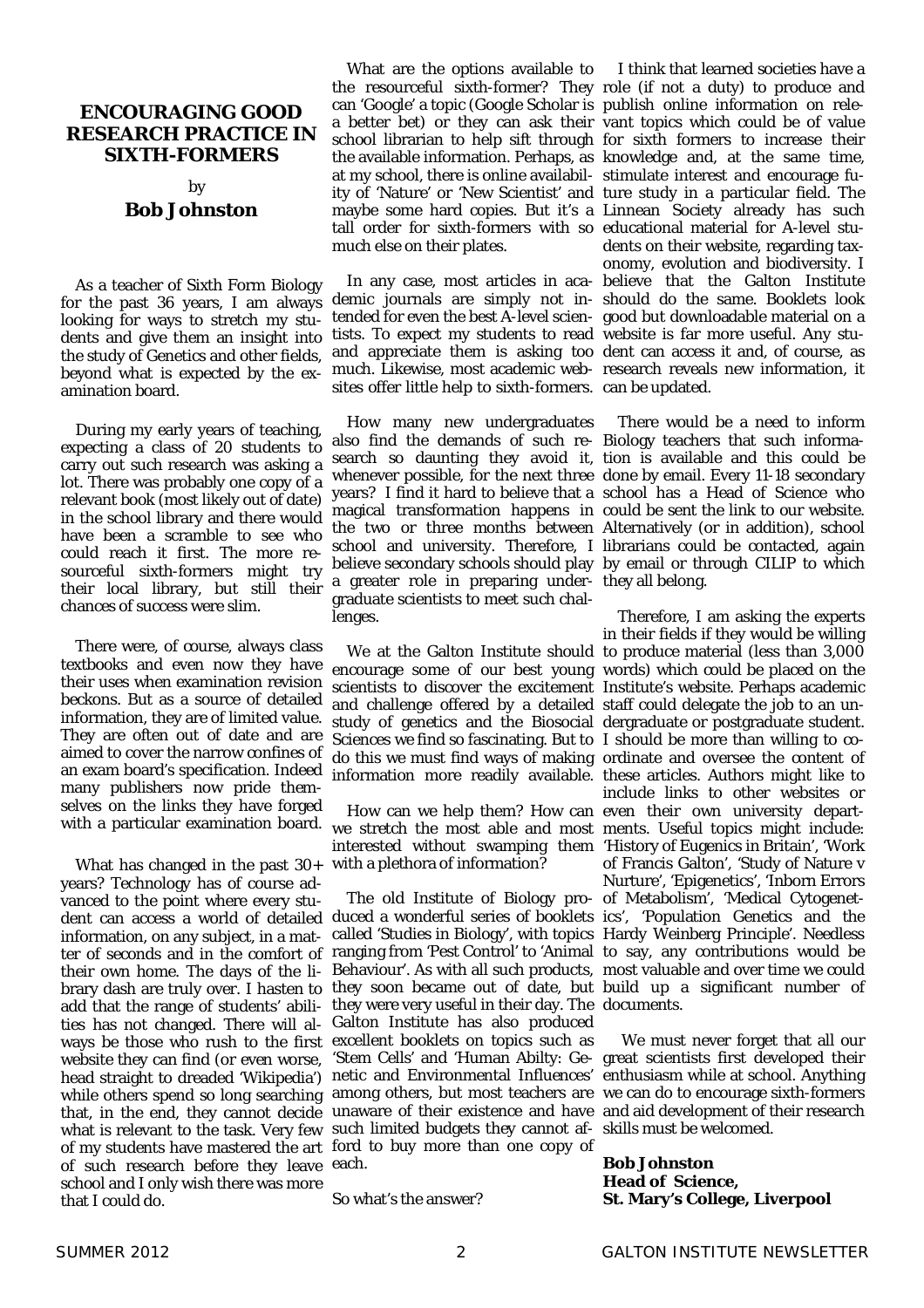## ENCOURAGING GOOD RESEARCH PRACTICE IN SIXTH-FORMERS

by

**Bob Johnston**

As a teacher of Sixth Form Biology for the past 36 years, I am always looking for ways to stretch my students and give them an insight into the study of Genetics and other fields, beyond what is expected by the examination board.

During my early years of teaching, expecting a class of 20 students to carry out such research was asking a lot. There was probably one copy of a relevant book (most likely out of date) in the school library and there would have been a scramble to see who could reach it first. The more resourceful sixth-formers might try their local library, but still their chances of success were slim.

There were, of course, always class textbooks and even now they have their uses when examination revision beckons. But as a source of detailed information, they are of limited value. They are often out of date and are aimed to cover the narrow confines of an exam board's specification. Indeed many publishers now pride themselves on the links they have forged with a particular examination board.

What has changed in the past 30+ years? Technology has of course advanced to the point where every student can access a world of detailed information, on any subject, in a matter of seconds and in the comfort of their own home. The days of the library dash are truly over. I hasten to add that the range of students' abilities has not changed. There will always be those who rush to the first website they can find (or even worse, head straight to dreaded 'Wikipedia') while others spend so long searching that, in the end, they cannot decide what is relevant to the task. Very few of my students have mastered the art of such research before they leave school and I only wish there was more that I could do.

What are the options available to the resourceful sixth-former? They can 'Google' a topic (Google Scholar is a better bet) or they can ask their school librarian to help sift through the available information. Perhaps, as at my school, there is online availability of 'Nature' or 'New Scientist' and maybe some hard copies. But it's a tall order for sixth-formers with so much else on their plates.

In any case, most articles in academic journals are simply not intended for even the best A-level scientists. To expect my students to read and appreciate them is asking too much. Likewise, most academic websites offer little help to sixth-formers.

How many new undergraduates also find the demands of such research so daunting they avoid it, whenever possible, for the next three years? I find it hard to believe that a magical transformation happens in the two or three months between school and university. Therefore, I believe secondary schools should play a greater role in preparing undergraduate scientists to meet such challenges.

We at the Galton Institute should encourage some of our best young scientists to discover the excitement and challenge offered by a detailed study of genetics and the Biosocial Sciences we find so fascinating. But to do this we must find ways of making information more readily available.

How can we help them? How can we stretch the most able and most interested without swamping them with a plethora of information?

The old Institute of Biology produced a wonderful series of booklets called 'Studies in Biology', with topics ranging from 'Pest Control' to 'Animal Behaviour'. As with all such products, they soon became out of date, but they were very useful in their day. The Galton Institute has also produced excellent booklets on topics such as 'Stem Cells' and 'Human Abilty: Genetic and Environmental Influences' among others, but most teachers are unaware of their existence and have such limited budgets they cannot afford to buy more than one copy of each.

So what's the answer?

I think that learned societies have a role (if not a duty) to produce and publish online information on relevant topics which could be of value for sixth formers to increase their knowledge and, at the same time, stimulate interest and encourage future study in a particular field. The Linnean Society already has such educational material for A-level students on their website, regarding taxonomy, evolution and biodiversity. I believe that the Galton Institute should do the same. Booklets look good but downloadable material on a website is far more useful. Any student can access it and, of course, as research reveals new information, it can be updated.

There would be a need to inform Biology teachers that such information is available and this could be done by email. Every 11-18 secondary school has a Head of Science who could be sent the link to our website. Alternatively (or in addition), school librarians could be contacted, again by email or through CILIP to which they all belong.

Therefore, I am asking the experts in their fields if they would be willing to produce material (less than 3,000 words) which could be placed on the Institute's website. Perhaps academic staff could delegate the job to an undergraduate or postgraduate student. I should be more than willing to coordinate and oversee the content of these articles. Authors might like to include links to other websites or even their own university departments. Useful topics might include: 'History of Eugenics in Britain', 'Work of Francis Galton', 'Study of Nature v Nurture', 'Epigenetics', 'Inborn Errors of Metabolism', 'Medical Cytogenetics', 'Population Genetics and the Hardy Weinberg Principle'. Needless to say, any contributions would be most valuable and over time we could build up a significant number of documents.

We must never forget that all our great scientists first developed their enthusiasm while at school. Anything we can do to encourage sixth-formers and aid development of their research skills must be welcomed.

**Bob Johnston**
**Head of Science,**
**St. Mary's College, Liverpool**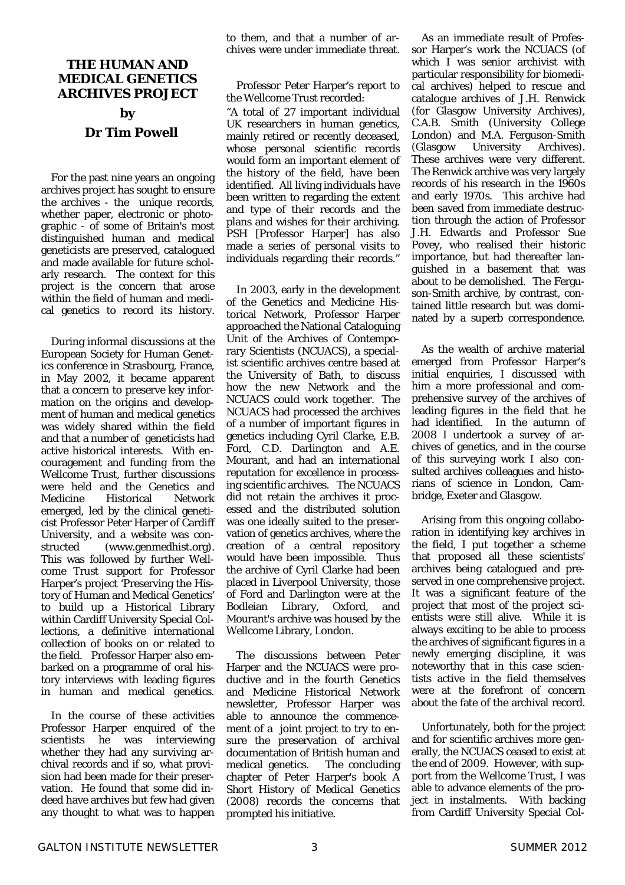## THE HUMAN AND MEDICAL GENETICS ARCHIVES PROJECT

**by**

**Dr Tim Powell**

For the past nine years an ongoing archives project has sought to ensure the archives - the unique records, whether paper, electronic or photographic - of some of Britain's most distinguished human and medical geneticists are preserved, catalogued and made available for future scholarly research. The context for this project is the concern that arose within the field of human and medical genetics to record its history.

During informal discussions at the European Society for Human Genetics conference in Strasbourg, France, in May 2002, it became apparent that a concern to preserve key information on the origins and development of human and medical genetics was widely shared within the field and that a number of geneticists had active historical interests. With encouragement and funding from the Wellcome Trust, further discussions were held and the Genetics and Medicine Historical Network emerged, led by the clinical geneticist Professor Peter Harper of Cardiff University, and a website was constructed (www.genmedhist.org). This was followed by further Wellcome Trust support for Professor Harper's project 'Preserving the History of Human and Medical Genetics' to build up a Historical Library within Cardiff University Special Collections, a definitive international collection of books on or related to the field. Professor Harper also embarked on a programme of oral history interviews with leading figures in human and medical genetics.

In the course of these activities Professor Harper enquired of the scientists he was interviewing whether they had any surviving archival records and if so, what provision had been made for their preservation. He found that some did indeed have archives but few had given any thought to what was to happen to them, and that a number of archives were under immediate threat.

Professor Peter Harper's report to the Wellcome Trust recorded:

"A total of 27 important individual UK researchers in human genetics, mainly retired or recently deceased, whose personal scientific records would form an important element of the history of the field, have been identified. All living individuals have been written to regarding the extent and type of their records and the plans and wishes for their archiving. PSH [Professor Harper] has also made a series of personal visits to individuals regarding their records."

In 2003, early in the development of the Genetics and Medicine Historical Network, Professor Harper approached the National Cataloguing Unit of the Archives of Contemporary Scientists (NCUACS), a specialist scientific archives centre based at the University of Bath, to discuss how the new Network and the NCUACS could work together. The NCUACS had processed the archives of a number of important figures in genetics including Cyril Clarke, E.B. Ford, C.D. Darlington and A.E. Mourant, and had an international reputation for excellence in processing scientific archives. The NCUACS did not retain the archives it processed and the distributed solution was one ideally suited to the preservation of genetics archives, where the creation of a central repository would have been impossible. Thus the archive of Cyril Clarke had been placed in Liverpool University, those of Ford and Darlington were at the Bodleian Library, Oxford, and Mourant's archive was housed by the Wellcome Library, London.

The discussions between Peter Harper and the NCUACS were productive and in the fourth Genetics and Medicine Historical Network newsletter, Professor Harper was able to announce the commencement of a joint project to try to ensure the preservation of archival documentation of British human and medical genetics. The concluding chapter of Peter Harper's book *A Short History of Medical Genetics* (2008) records the concerns that prompted his initiative.

As an immediate result of Professor Harper's work the NCUACS (of which I was senior archivist with particular responsibility for biomedical archives) helped to rescue and catalogue archives of J.H. Renwick (for Glasgow University Archives), C.A.B. Smith (University College London) and M.A. Ferguson-Smith (Glasgow University Archives). These archives were very different. The Renwick archive was very largely records of his research in the 1960s and early 1970s. This archive had been saved from immediate destruction through the action of Professor J.H. Edwards and Professor Sue Povey, who realised their historic importance, but had thereafter languished in a basement that was about to be demolished. The Ferguson-Smith archive, by contrast, contained little research but was dominated by a superb correspondence.

As the wealth of archive material emerged from Professor Harper's initial enquiries, I discussed with him a more professional and comprehensive survey of the archives of leading figures in the field that he had identified. In the autumn of 2008 I undertook a survey of archives of genetics, and in the course of this surveying work I also consulted archives colleagues and historians of science in London, Cambridge, Exeter and Glasgow.

Arising from this ongoing collaboration in identifying key archives in the field, I put together a scheme that proposed all these scientists' archives being catalogued and preserved in one comprehensive project. It was a significant feature of the project that most of the project scientists were still alive. While it is always exciting to be able to process the archives of significant figures in a newly emerging discipline, it was noteworthy that in this case scientists active in the field themselves were at the forefront of concern about the fate of the archival record.

Unfortunately, both for the project and for scientific archives more generally, the NCUACS ceased to exist at the end of 2009. However, with support from the Wellcome Trust, I was able to advance elements of the project in instalments. With backing from Cardiff University Special Col-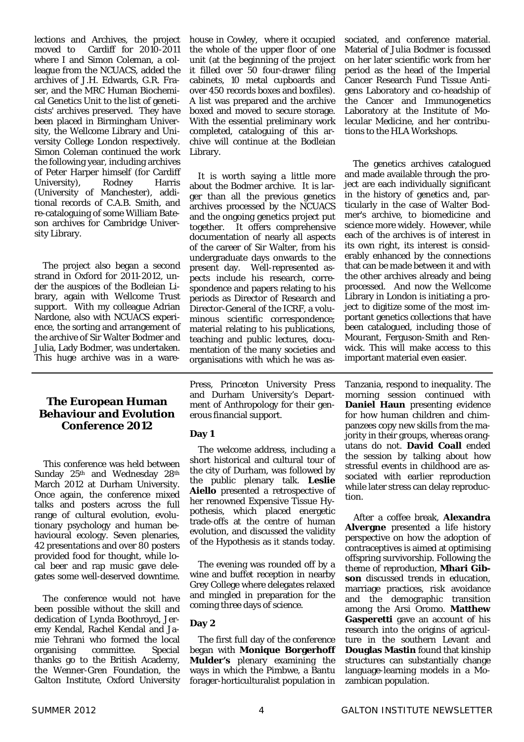lections and Archives, the project moved to Cardiff for 2010-2011 where I and Simon Coleman, a colleague from the NCUACS, added the archives of J.H. Edwards, G.R. Fraser, and the MRC Human Biochemical Genetics Unit to the list of geneticists' archives preserved. They have been placed in Birmingham University, the Wellcome Library and University College London respectively. Simon Coleman continued the work the following year, including archives of Peter Harper himself (for Cardiff University), Rodney Harris (University of Manchester), additional records of C.A.B. Smith, and re-cataloguing of some William Bateson archives for Cambridge University Library.

The project also began a second strand in Oxford for 2011-2012, under the auspices of the Bodleian Library, again with Wellcome Trust support. With my colleague Adrian Nardone, also with NCUACS experience, the sorting and arrangement of the archive of Sir Walter Bodmer and Julia, Lady Bodmer, was undertaken. This huge archive was in a warehouse in Cowley, where it occupied the whole of the upper floor of one unit (at the beginning of the project it filled over 50 four-drawer filing cabinets, 10 metal cupboards and over 450 records boxes and boxfiles). A list was prepared and the archive boxed and moved to secure storage. With the essential preliminary work completed, cataloguing of this archive will continue at the Bodleian Library.

It is worth saying a little more about the Bodmer archive. It is larger than all the previous genetics archives processed by the NCUACS and the ongoing genetics project put together. It offers comprehensive documentation of nearly all aspects of the career of Sir Walter, from his undergraduate days onwards to the present day. Well-represented aspects include his research, correspondence and papers relating to his periods as Director of Research and Director-General of the ICRF, a voluminous scientific correspondence; material relating to his publications, teaching and public lectures, documentation of the many societies and organisations with which he was associated, and conference material. Material of Julia Bodmer is focussed on her later scientific work from her period as the head of the Imperial Cancer Research Fund Tissue Antigens Laboratory and co-headship of the Cancer and Immunogenetics Laboratory at the Institute of Molecular Medicine, and her contributions to the HLA Workshops.

The genetics archives catalogued and made available through the project are each individually significant in the history of genetics and, particularly in the case of Walter Bodmer's archive, to biomedicine and science more widely. However, while each of the archives is of interest in its own right, its interest is considerably enhanced by the connections that can be made between it and with the other archives already and being processed. And now the Wellcome Library in London is initiating a project to digitize some of the most important genetics collections that have been catalogued, including those of Mourant, Ferguson-Smith and Renwick. This will make access to this important material even easier.

## The European Human Behaviour and Evolution Conference 2012

This conference was held between Sunday 25th and Wednesday 28th March 2012 at Durham University. Once again, the conference mixed talks and posters across the full range of cultural evolution, evolutionary psychology and human behavioural ecology. Seven plenaries, 42 presentations and over 80 posters provided food for thought, while local beer and rap music gave delegates some well-deserved downtime.

The conference would not have been possible without the skill and dedication of Lynda Boothroyd, Jeremy Kendal, Rachel Kendal and Jamie Tehrani who formed the local organising committee. Special thanks go to the British Academy, the Wenner-Gren Foundation, the Galton Institute, Oxford University Press, Princeton University Press and Durham University's Department of Anthropology for their generous financial support.

### Day 1

The welcome address, including a short historical and cultural tour of the city of Durham, was followed by the public plenary talk. **Leslie Aiello** presented a retrospective of her renowned Expensive Tissue Hypothesis, which placed energetic trade-offs at the centre of human evolution, and discussed the validity of the Hypothesis as it stands today.

The evening was rounded off by a wine and buffet reception in nearby Grey College where delegates relaxed and mingled in preparation for the coming three days of science.

### Day 2

The first full day of the conference began with **Monique Borgerhoff Mulder's** plenary examining the ways in which the Pimbwe, a Bantu forager-horticulturalist population in Tanzania, respond to inequality. The morning session continued with **Daniel Haun** presenting evidence for how human children and chimpanzees copy new skills from the majority in their groups, whereas orangutans do not. **David Coall** ended the session by talking about how stressful events in childhood are associated with earlier reproduction while later stress can delay reproduction.

After a coffee break, **Alexandra Alvergne** presented a life history perspective on how the adoption of contraceptives is aimed at optimising offspring survivorship. Following the theme of reproduction, **Mhari Gibson** discussed trends in education, marriage practices, risk avoidance and the demographic transition among the Arsi Oromo. **Matthew Gasperetti** gave an account of his research into the origins of agriculture in the southern Levant and **Douglas Mastin** found that kinship structures can substantially change language-learning models in a Mozambican population.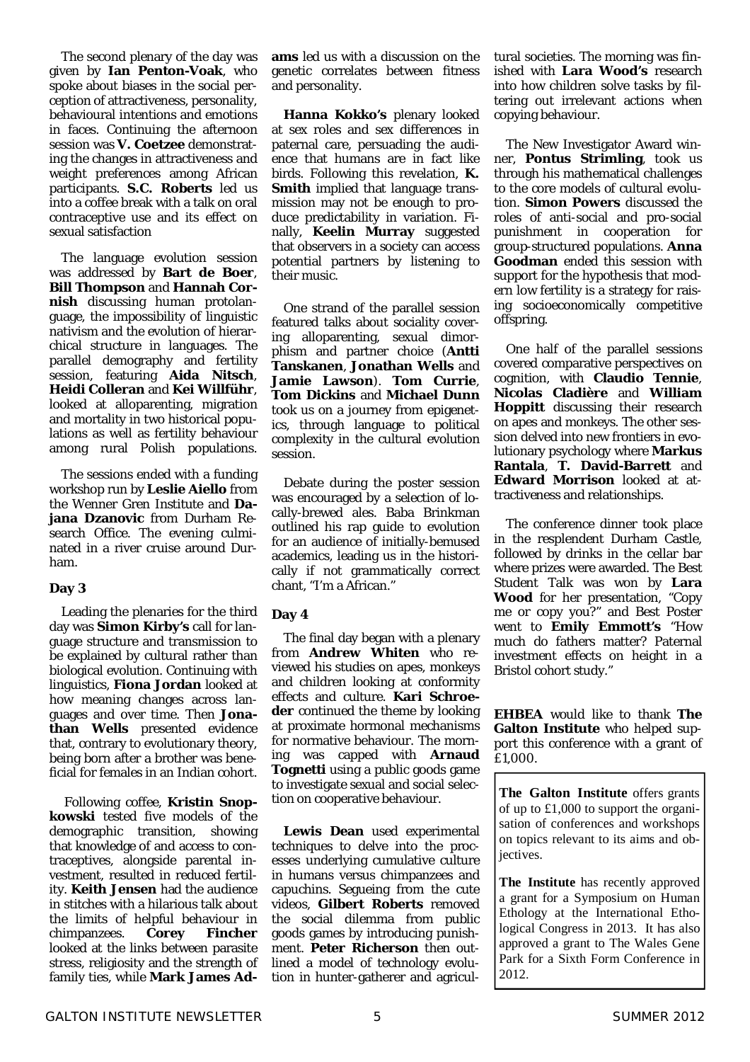The second plenary of the day was given by **Ian Penton-Voak**, who spoke about biases in the social perception of attractiveness, personality, behavioural intentions and emotions in faces. Continuing the afternoon session was **V. Coetzee** demonstrating the changes in attractiveness and weight preferences among African participants. **S.C. Roberts** led us into a coffee break with a talk on oral contraceptive use and its effect on sexual satisfaction

The language evolution session was addressed by **Bart de Boer**, **Bill Thompson** and **Hannah Cornish** discussing human protolanguage, the impossibility of linguistic nativism and the evolution of hierarchical structure in languages. The parallel demography and fertility session, featuring **Aida Nitsch**, **Heidi Colleran** and **Kei Willführ**, looked at alloparenting, migration and mortality in two historical populations as well as fertility behaviour among rural Polish populations.

The sessions ended with a funding workshop run by **Leslie Aiello** from the Wenner Gren Institute and **Dajana Dzanovic** from Durham Research Office. The evening culminated in a river cruise around Durham.

### Day 3

Leading the plenaries for the third day was **Simon Kirby's** call for language structure and transmission to be explained by cultural rather than biological evolution. Continuing with linguistics, **Fiona Jordan** looked at how meaning changes across languages and over time. Then **Jonathan Wells** presented evidence that, contrary to evolutionary theory, being born after a brother was beneficial for females in an Indian cohort.

Following coffee, **Kristin Snopkowski** tested five models of the demographic transition, showing that knowledge of and access to contraceptives, alongside parental investment, resulted in reduced fertility. **Keith Jensen** had the audience in stitches with a hilarious talk about the limits of helpful behaviour in chimpanzees. **Corey Fincher** looked at the links between parasite stress, religiosity and the strength of family ties, while **Mark James Adams** led us with a discussion on the genetic correlates between fitness and personality.

**Hanna Kokko's** plenary looked at sex roles and sex differences in paternal care, persuading the audience that humans are in fact like birds. Following this revelation, **K. Smith** implied that language transmission may not be enough to produce predictability in variation. Finally, **Keelin Murray** suggested that observers in a society can access potential partners by listening to their music.

One strand of the parallel session featured talks about sociality covering alloparenting, sexual dimorphism and partner choice (**Antti Tanskanen**, **Jonathan Wells** and **Jamie Lawson**). **Tom Currie**, **Tom Dickins** and **Michael Dunn** took us on a journey from epigenetics, through language to political complexity in the cultural evolution session.

Debate during the poster session was encouraged by a selection of locally-brewed ales. Baba Brinkman outlined his rap guide to evolution for an audience of initially-bemused academics, leading us in the historically if not grammatically correct chant, "I'm a African."

### Day 4

The final day began with a plenary from **Andrew Whiten** who reviewed his studies on apes, monkeys and children looking at conformity effects and culture. **Kari Schroeder** continued the theme by looking at proximate hormonal mechanisms for normative behaviour. The morning was capped with **Arnaud Tognetti** using a public goods game to investigate sexual and social selection on cooperative behaviour.

**Lewis Dean** used experimental techniques to delve into the processes underlying cumulative culture in humans versus chimpanzees and capuchins. Segueing from the cute videos, **Gilbert Roberts** removed the social dilemma from public goods games by introducing punishment. **Peter Richerson** then outlined a model of technology evolution in hunter-gatherer and agricultural societies. The morning was finished with **Lara Wood's** research into how children solve tasks by filtering out irrelevant actions when copying behaviour.

The New Investigator Award winner, **Pontus Strimling**, took us through his mathematical challenges to the core models of cultural evolution. **Simon Powers** discussed the roles of anti-social and pro-social punishment in cooperation for group-structured populations. **Anna Goodman** ended this session with support for the hypothesis that modern low fertility is a strategy for raising socioeconomically competitive offspring.

One half of the parallel sessions covered comparative perspectives on cognition, with **Claudio Tennie**, **Nicolas Cladière** and **William Hoppitt** discussing their research on apes and monkeys. The other session delved into new frontiers in evolutionary psychology where **Markus Rantala**, **T. David-Barrett** and **Edward Morrison** looked at attractiveness and relationships.

The conference dinner took place in the resplendent Durham Castle, followed by drinks in the cellar bar where prizes were awarded. The Best Student Talk was won by **Lara Wood** for her presentation, "Copy me or copy you?" and Best Poster went to **Emily Emmott's** "How much do fathers matter? Paternal investment effects on height in a Bristol cohort study."

**EHBEA** would like to thank **The Galton Institute** who helped support this conference with a grant of £1,000.

**The Galton Institute** offers grants of up to £1,000 to support the organisation of conferences and workshops on topics relevant to its aims and objectives.

**The Institute** has recently approved a grant for a Symposium on Human Ethology at the International Ethological Congress in 2013. It has also approved a grant to The Wales Gene Park for a Sixth Form Conference in 2012.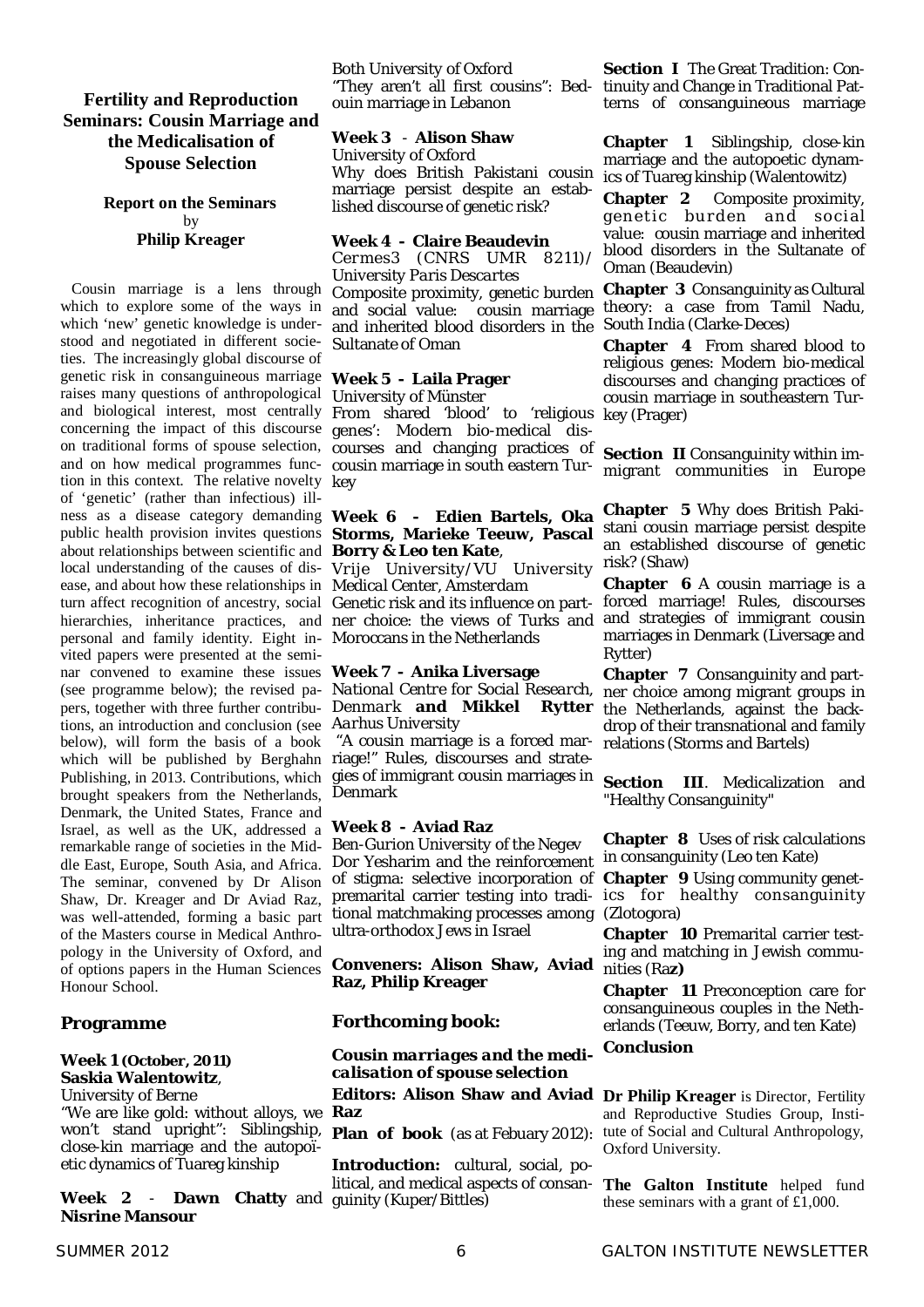## Fertility and Reproduction Seminars: Cousin Marriage and the Medicalisation of Spouse Selection

**Report on the Seminars**
by
**Philip Kreager**

Cousin marriage is a lens through which to explore some of the ways in which 'new' genetic knowledge is understood and negotiated in different societies. The increasingly global discourse of genetic risk in consanguineous marriage raises many questions of anthropological and biological interest, most centrally concerning the impact of this discourse on traditional forms of spouse selection, and on how medical programmes function in this context. The relative novelty of 'genetic' (rather than infectious) illness as a disease category demanding public health provision invites questions about relationships between scientific and local understanding of the causes of disease, and about how these relationships in turn affect recognition of ancestry, social hierarchies, inheritance practices, and personal and family identity. Eight invited papers were presented at the seminar convened to examine these issues (see programme below); the revised papers, together with three further contributions, an introduction and conclusion (see below), will form the basis of a book which will be published by Berghahn Publishing, in 2013. Contributions, which brought speakers from the Netherlands, Denmark, the United States, France and Israel, as well as the UK, addressed a remarkable range of societies in the Middle East, Europe, South Asia, and Africa. The seminar, convened by Dr Alison Shaw, Dr. Kreager and Dr Aviad Raz, was well-attended, forming a basic part of the Masters course in Medical Anthropology in the University of Oxford, and of options papers in the Human Sciences Honour School.

### Programme

**Week 1 (October, 2011)**
**Saskia Walentowitz**,
University of Berne
"We are like gold: without alloys, we won't stand upright": Siblingship, close-kin marriage and the autopoïetic dynamics of Tuareg kinship

**Week 2** - **Dawn Chatty** and **Nisrine Mansour**
Both University of Oxford
"They aren't all first cousins": Bedouin marriage in Lebanon

**Week 3** - **Alison Shaw**
University of Oxford
Why does British Pakistani cousin marriage persist despite an established discourse of genetic risk?

**Week 4 - Claire Beaudevin**
Cermes3 (CNRS UMR 8211)/ University Paris Descartes
Composite proximity, genetic burden and social value: cousin marriage and inherited blood disorders in the Sultanate of Oman

**Week 5 - Laila Prager**
University of Münster
From shared 'blood' to 'religious genes': Modern bio-medical discourses and changing practices of cousin marriage in south eastern Turkey

**Week 6 - Edien Bartels, Oka Storms, Marieke Teeuw, Pascal Borry & Leo ten Kate**,
Vrije University/VU University Medical Center, Amsterdam
Genetic risk and its influence on partner choice: the views of Turks and Moroccans in the Netherlands

**Week 7 - Anika Liversage**
National Centre for Social Research, Denmark **and Mikkel Rytter**
Aarhus University
"A cousin marriage is a forced marriage!" Rules, discourses and strategies of immigrant cousin marriages in Denmark

**Week 8 - Aviad Raz**
Ben-Gurion University of the Negev
Dor Yesharim and the reinforcement of stigma: selective incorporation of premarital carrier testing into traditional matchmaking processes among ultra-orthodox Jews in Israel

**Conveners: Alison Shaw, Aviad Raz, Philip Kreager**

### Forthcoming book:

***Cousin marriages and the medicalisation of spouse selection***

**Editors: Alison Shaw and Aviad Raz**

**Plan of book** (as at Febuary 2012):

**Introduction:** cultural, social, political, and medical aspects of consanguinity (Kuper/Bittles)

**Section I** The Great Tradition: Continuity and Change in Traditional Patterns of consanguineous marriage

**Chapter 1** Siblingship, close-kin marriage and the autopoetic dynamics of Tuareg kinship (Walentowitz)

**Chapter 2** Composite proximity, genetic burden and social value: cousin marriage and inherited blood disorders in the Sultanate of Oman (Beaudevin)

**Chapter 3** Consanguinity as Cultural theory: a case from Tamil Nadu, South India (Clarke-Deces)

**Chapter 4** From shared blood to religious genes: Modern bio-medical discourses and changing practices of cousin marriage in southeastern Turkey (Prager)

**Section II** Consanguinity within immigrant communities in Europe

**Chapter 5** Why does British Pakistani cousin marriage persist despite an established discourse of genetic risk? (Shaw)

**Chapter 6** A cousin marriage is a forced marriage! Rules, discourses and strategies of immigrant cousin marriages in Denmark (Liversage and Rytter)

**Chapter 7** Consanguinity and partner choice among migrant groups in the Netherlands, against the backdrop of their transnational and family relations (Storms and Bartels)

**Section III**. Medicalization and "Healthy Consanguinity"

**Chapter 8** Uses of risk calculations in consanguinity (Leo ten Kate)

**Chapter 9** Using community genetics for healthy consanguinity (Zlotogora)

**Chapter 10** Premarital carrier testing and matching in Jewish communities (Raz)

**Chapter 11** Preconception care for consanguineous couples in the Netherlands (Teeuw, Borry, and ten Kate)

**Conclusion**

**Dr Philip Kreager** is Director, Fertility and Reproductive Studies Group, Institute of Social and Cultural Anthropology, Oxford University.

**The Galton Institute** helped fund these seminars with a grant of £1,000.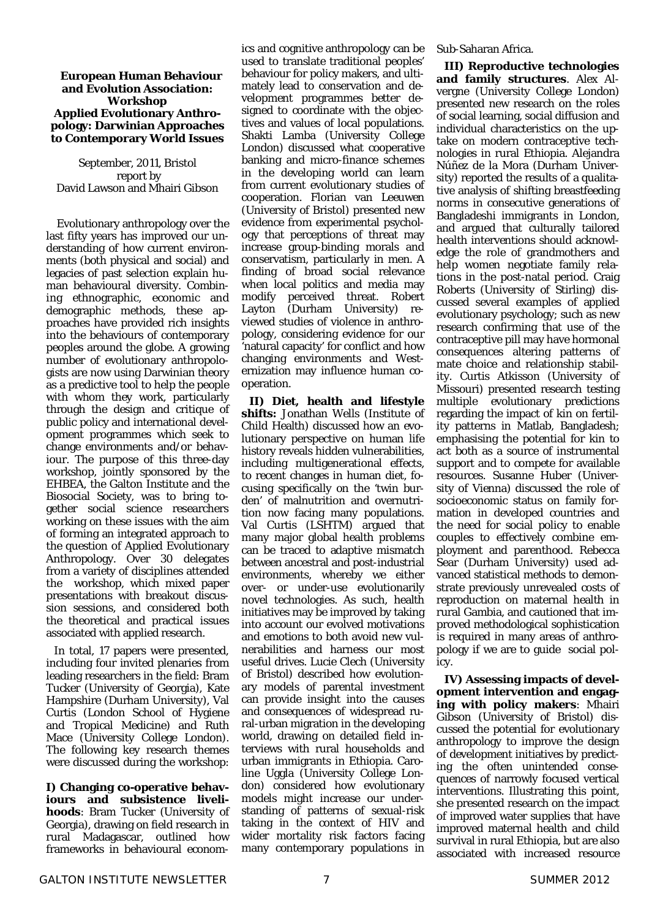**European Human Behaviour and Evolution Association: Workshop**
**Applied Evolutionary Anthropology: Darwinian Approaches to Contemporary World Issues**

September, 2011, Bristol
report by
David Lawson and Mhairi Gibson

Evolutionary anthropology over the last fifty years has improved our understanding of how current environments (both physical and social) and legacies of past selection explain human behavioural diversity. Combining ethnographic, economic and demographic methods, these approaches have provided rich insights into the behaviours of contemporary peoples around the globe. A growing number of evolutionary anthropologists are now using Darwinian theory as a predictive tool to help the people with whom they work, particularly through the design and critique of public policy and international development programmes which seek to change environments and/or behaviour. The purpose of this three-day workshop, jointly sponsored by the EHBEA, the Galton Institute and the Biosocial Society, was to bring together social science researchers working on these issues with the aim of forming an integrated approach to the question of Applied Evolutionary Anthropology. Over 30 delegates from a variety of disciplines attended the workshop, which mixed paper presentations with breakout discussion sessions, and considered both the theoretical and practical issues associated with applied research.

In total, 17 papers were presented, including four invited plenaries from leading researchers in the field: Bram Tucker (University of Georgia), Kate Hampshire (Durham University), Val Curtis (London School of Hygiene and Tropical Medicine) and Ruth Mace (University College London). The following key research themes were discussed during the workshop:

**I) Changing co-operative behaviours and subsistence livelihoods**: Bram Tucker (University of Georgia), drawing on field research in rural Madagascar, outlined how frameworks in behavioural economics and cognitive anthropology can be used to translate traditional peoples' behaviour for policy makers, and ultimately lead to conservation and development programmes better designed to coordinate with the objectives and values of local populations. Shakti Lamba (University College London) discussed what cooperative banking and micro-finance schemes in the developing world can learn from current evolutionary studies of cooperation. Florian van Leeuwen (University of Bristol) presented new evidence from experimental psychology that perceptions of threat may increase group-binding morals and conservatism, particularly in men. A finding of broad social relevance when local politics and media may modify perceived threat. Robert Layton (Durham University) reviewed studies of violence in anthropology, considering evidence for our 'natural capacity' for conflict and how changing environments and Westernization may influence human cooperation.

**II) Diet, health and lifestyle shifts:** Jonathan Wells (Institute of Child Health) discussed how an evolutionary perspective on human life history reveals hidden vulnerabilities, including multigenerational effects, to recent changes in human diet, focusing specifically on the 'twin burden' of malnutrition and overnutrition now facing many populations. Val Curtis (LSHTM) argued that many major global health problems can be traced to adaptive mismatch between ancestral and post-industrial environments, whereby we either over- or under-use evolutionarily novel technologies. As such, health initiatives may be improved by taking into account our evolved motivations and emotions to both avoid new vulnerabilities and harness our most useful drives. Lucie Clech (University of Bristol) described how evolutionary models of parental investment can provide insight into the causes and consequences of widespread rural-urban migration in the developing world, drawing on detailed field interviews with rural households and urban immigrants in Ethiopia. Caroline Uggla (University College London) considered how evolutionary models might increase our understanding of patterns of sexual-risk taking in the context of HIV and wider mortality risk factors facing many contemporary populations in Sub-Saharan Africa.

**III) Reproductive technologies and family structures**. Alex Alvergne (University College London) presented new research on the roles of social learning, social diffusion and individual characteristics on the uptake on modern contraceptive technologies in rural Ethiopia. Alejandra Núñez de la Mora (Durham University) reported the results of a qualitative analysis of shifting breastfeeding norms in consecutive generations of Bangladeshi immigrants in London, and argued that culturally tailored health interventions should acknowledge the role of grandmothers and help women negotiate family relations in the post-natal period. Craig Roberts (University of Stirling) discussed several examples of applied evolutionary psychology; such as new research confirming that use of the contraceptive pill may have hormonal consequences altering patterns of mate choice and relationship stability. Curtis Atkisson (University of Missouri) presented research testing multiple evolutionary predictions regarding the impact of kin on fertility patterns in Matlab, Bangladesh; emphasising the potential for kin to act both as a source of instrumental support and to compete for available resources. Susanne Huber (University of Vienna) discussed the role of socioeconomic status on family formation in developed countries and the need for social policy to enable couples to effectively combine employment and parenthood. Rebecca Sear (Durham University) used advanced statistical methods to demonstrate previously unrevealed costs of reproduction on maternal health in rural Gambia, and cautioned that improved methodological sophistication is required in many areas of anthropology if we are to guide social policy.

**IV) Assessing impacts of development intervention and engaging with policy makers**: Mhairi Gibson (University of Bristol) discussed the potential for evolutionary anthropology to improve the design of development initiatives by predicting the often unintended consequences of narrowly focused vertical interventions. Illustrating this point, she presented research on the impact of improved water supplies that have improved maternal health and child survival in rural Ethiopia, but are also associated with increased resource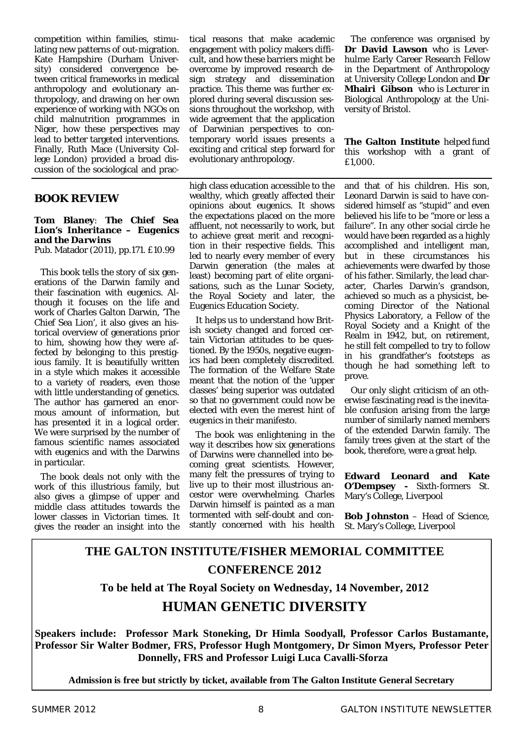competition within families, stimulating new patterns of out-migration. Kate Hampshire (Durham University) considered convergence between critical frameworks in medical anthropology and evolutionary anthropology, and drawing on her own experience of working with NGOs on child malnutrition programmes in Niger, how these perspectives may lead to better targeted interventions. Finally, Ruth Mace (University College London) provided a broad discussion of the sociological and practical reasons that make academic engagement with policy makers difficult, and how these barriers might be overcome by improved research design strategy and dissemination practice. This theme was further explored during several discussion sessions throughout the workshop, with wide agreement that the application of Darwinian perspectives to contemporary world issues presents a exciting and critical step forward for evolutionary anthropology.

The conference was organised by **Dr David Lawson** who is Leverhulme Early Career Research Fellow in the Department of Anthropology at University College London and **Dr Mhairi Gibson** who is Lecturer in Biological Anthropology at the University of Bristol.

**The Galton Institute** helped fund this workshop with a grant of £1,000.

## BOOK REVIEW

**Tom Blaney**: ***The Chief Sea Lion's Inheritance – Eugenics and the Darwins***
Pub. Matador (2011), pp.171. £10.99

This book tells the story of six generations of the Darwin family and their fascination with eugenics. Although it focuses on the life and work of Charles Galton Darwin, 'The Chief Sea Lion', it also gives an historical overview of generations prior to him, showing how they were affected by belonging to this prestigious family. It is beautifully written in a style which makes it accessible to a variety of readers, even those with little understanding of genetics. The author has garnered an enormous amount of information, but has presented it in a logical order. We were surprised by the number of famous scientific names associated with eugenics and with the Darwins in particular.

The book deals not only with the work of this illustrious family, but also gives a glimpse of upper and middle class attitudes towards the lower classes in Victorian times. It gives the reader an insight into the high class education accessible to the wealthy, which greatly affected their opinions about eugenics. It shows the expectations placed on the more affluent, not necessarily to work, but to achieve great merit and recognition in their respective fields. This led to nearly every member of every Darwin generation (the males at least) becoming part of elite organisations, such as the Lunar Society, the Royal Society and later, the Eugenics Education Society.

It helps us to understand how British society changed and forced certain Victorian attitudes to be questioned. By the 1950s, negative eugenics had been completely discredited. The formation of the Welfare State meant that the notion of the 'upper classes' being superior was outdated so that no government could now be elected with even the merest hint of eugenics in their manifesto.

The book was enlightening in the way it describes how six generations of Darwins were channelled into becoming great scientists. However, many felt the pressures of trying to live up to their most illustrious ancestor were overwhelming. Charles Darwin himself is painted as a man tormented with self-doubt and constantly concerned with his health and that of his children. His son, Leonard Darwin is said to have considered himself as "stupid" and even believed his life to be "more or less a failure". In any other social circle he would have been regarded as a highly accomplished and intelligent man, but in these circumstances his achievements were dwarfed by those of his father. Similarly, the lead character, Charles Darwin's grandson, achieved so much as a physicist, becoming Director of the National Physics Laboratory, a Fellow of the Royal Society and a Knight of the Realm in 1942, but, on retirement, he still felt compelled to try to follow in his grandfather's footsteps as though he had something left to prove.

Our only slight criticism of an otherwise fascinating read is the inevitable confusion arising from the large number of similarly named members of the extended Darwin family. The family trees given at the start of the book, therefore, were a great help.

**Edward Leonard and Kate O'Dempsey -** Sixth-formers St. Mary's College, Liverpool

**Bob Johnston** – Head of Science, St. Mary's College, Liverpool

## THE GALTON INSTITUTE/FISHER MEMORIAL COMMITTEE CONFERENCE 2012

**To be held at The Royal Society on Wednesday, 14 November, 2012**

## HUMAN GENETIC DIVERSITY

**Speakers include: Professor Mark Stoneking, Dr Himla Soodyall, Professor Carlos Bustamante, Professor Sir Walter Bodmer, FRS, Professor Hugh Montgomery, Dr Simon Myers, Professor Peter Donnelly, FRS and Professor Luigi Luca Cavalli-Sforza**

**Admission is free but strictly by ticket, available from The Galton Institute General Secretary**